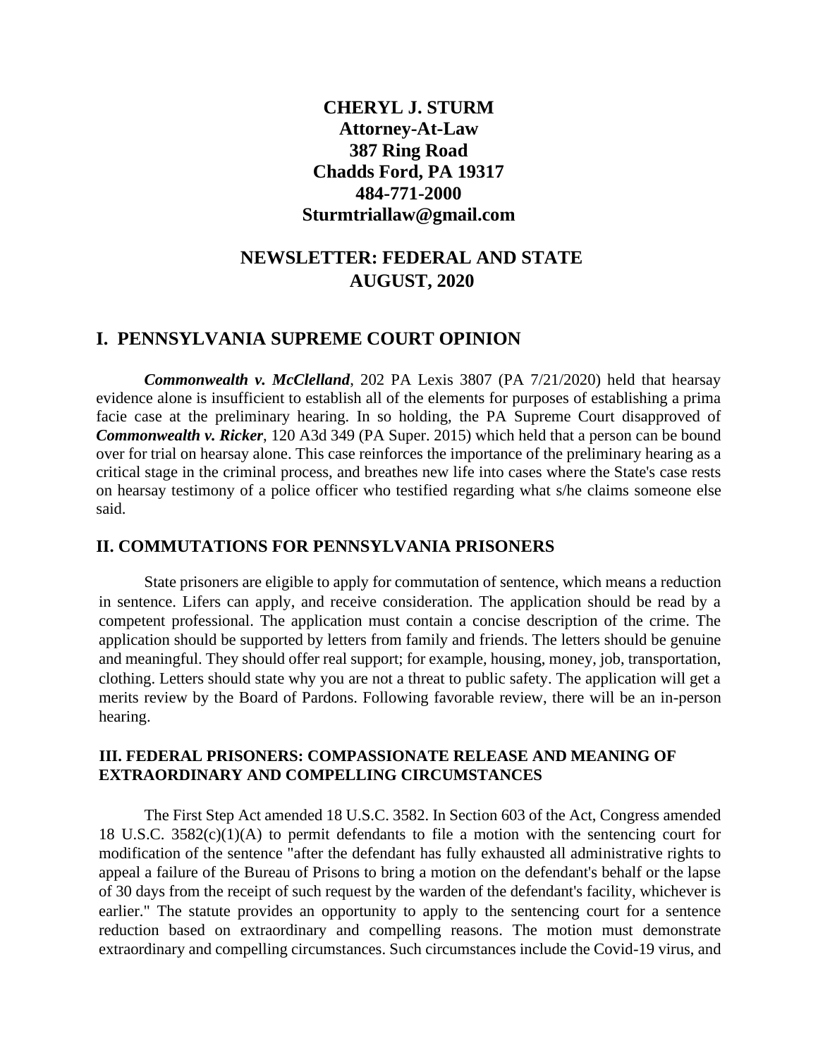**CHERYL J. STURM**
**Attorney-At-Law**
**387 Ring Road**
**Chadds Ford, PA 19317**
**484-771-2000**
**Sturmtriallaw@gmail.com**

# NEWSLETTER: FEDERAL AND STATE
# AUGUST, 2020

## I. PENNSYLVANIA SUPREME COURT OPINION

***Commonwealth v. McClelland***, 202 PA Lexis 3807 (PA 7/21/2020) held that hearsay evidence alone is insufficient to establish all of the elements for purposes of establishing a prima facie case at the preliminary hearing. In so holding, the PA Supreme Court disapproved of ***Commonwealth v. Ricker***, 120 A3d 349 (PA Super. 2015) which held that a person can be bound over for trial on hearsay alone. This case reinforces the importance of the preliminary hearing as a critical stage in the criminal process, and breathes new life into cases where the State's case rests on hearsay testimony of a police officer who testified regarding what s/he claims someone else said.

## II. COMMUTATIONS FOR PENNSYLVANIA PRISONERS

State prisoners are eligible to apply for commutation of sentence, which means a reduction in sentence. Lifers can apply, and receive consideration. The application should be read by a competent professional. The application must contain a concise description of the crime. The application should be supported by letters from family and friends. The letters should be genuine and meaningful. They should offer real support; for example, housing, money, job, transportation, clothing. Letters should state why you are not a threat to public safety. The application will get a merits review by the Board of Pardons. Following favorable review, there will be an in-person hearing.

### III. FEDERAL PRISONERS: COMPASSIONATE RELEASE AND MEANING OF EXTRAORDINARY AND COMPELLING CIRCUMSTANCES

The First Step Act amended 18 U.S.C. 3582. In Section 603 of the Act, Congress amended 18 U.S.C. 3582(c)(1)(A) to permit defendants to file a motion with the sentencing court for modification of the sentence "after the defendant has fully exhausted all administrative rights to appeal a failure of the Bureau of Prisons to bring a motion on the defendant's behalf or the lapse of 30 days from the receipt of such request by the warden of the defendant's facility, whichever is earlier." The statute provides an opportunity to apply to the sentencing court for a sentence reduction based on extraordinary and compelling reasons. The motion must demonstrate extraordinary and compelling circumstances. Such circumstances include the Covid-19 virus, and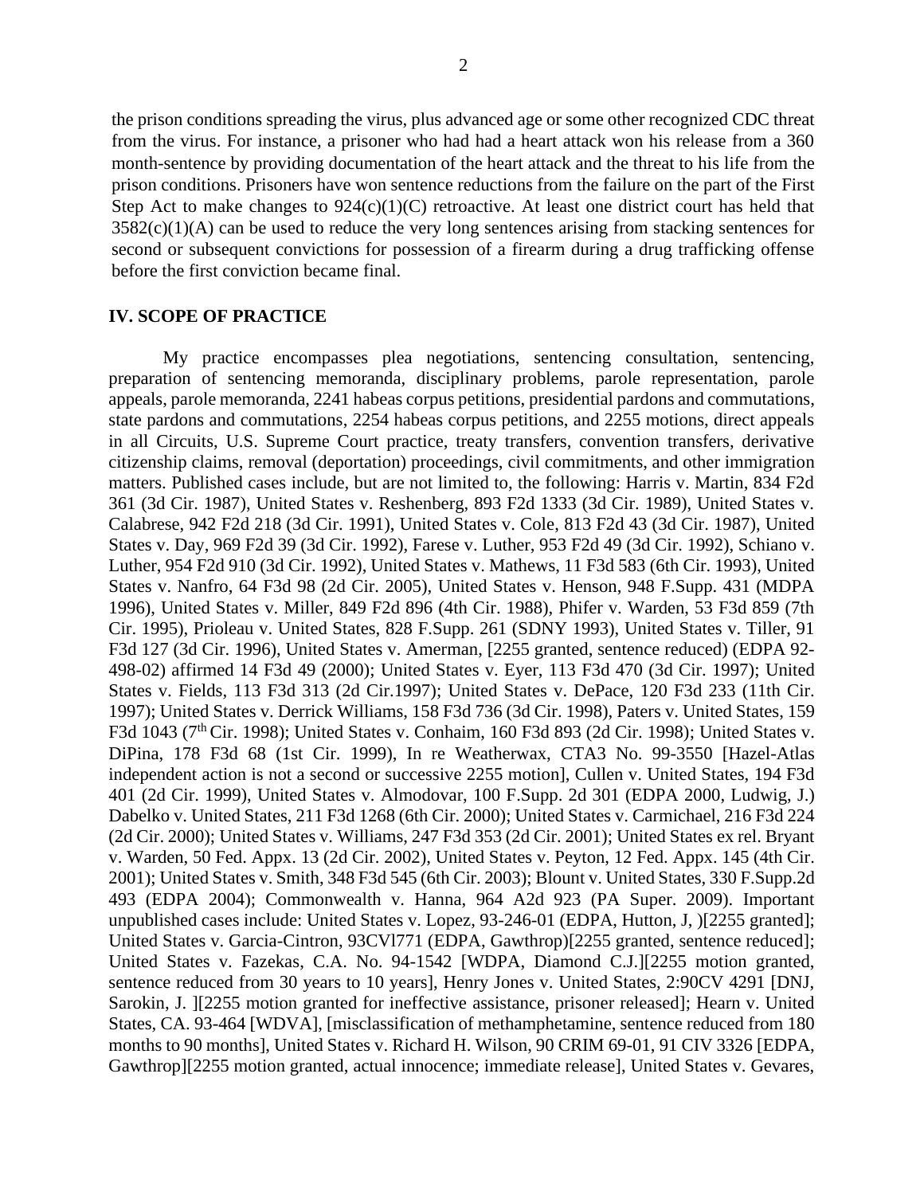the prison conditions spreading the virus, plus advanced age or some other recognized CDC threat from the virus. For instance, a prisoner who had had a heart attack won his release from a 360 month-sentence by providing documentation of the heart attack and the threat to his life from the prison conditions. Prisoners have won sentence reductions from the failure on the part of the First Step Act to make changes to 924(c)(1)(C) retroactive. At least one district court has held that 3582(c)(1)(A) can be used to reduce the very long sentences arising from stacking sentences for second or subsequent convictions for possession of a firearm during a drug trafficking offense before the first conviction became final.

## IV. SCOPE OF PRACTICE

My practice encompasses plea negotiations, sentencing consultation, sentencing, preparation of sentencing memoranda, disciplinary problems, parole representation, parole appeals, parole memoranda, 2241 habeas corpus petitions, presidential pardons and commutations, state pardons and commutations, 2254 habeas corpus petitions, and 2255 motions, direct appeals in all Circuits, U.S. Supreme Court practice, treaty transfers, convention transfers, derivative citizenship claims, removal (deportation) proceedings, civil commitments, and other immigration matters. Published cases include, but are not limited to, the following: Harris v. Martin, 834 F2d 361 (3d Cir. 1987), United States v. Reshenberg, 893 F2d 1333 (3d Cir. 1989), United States v. Calabrese, 942 F2d 218 (3d Cir. 1991), United States v. Cole, 813 F2d 43 (3d Cir. 1987), United States v. Day, 969 F2d 39 (3d Cir. 1992), Farese v. Luther, 953 F2d 49 (3d Cir. 1992), Schiano v. Luther, 954 F2d 910 (3d Cir. 1992), United States v. Mathews, 11 F3d 583 (6th Cir. 1993), United States v. Nanfro, 64 F3d 98 (2d Cir. 2005), United States v. Henson, 948 F.Supp. 431 (MDPA 1996), United States v. Miller, 849 F2d 896 (4th Cir. 1988), Phifer v. Warden, 53 F3d 859 (7th Cir. 1995), Prioleau v. United States, 828 F.Supp. 261 (SDNY 1993), United States v. Tiller, 91 F3d 127 (3d Cir. 1996), United States v. Amerman, [2255 granted, sentence reduced) (EDPA 92-498-02) affirmed 14 F3d 49 (2000); United States v. Eyer, 113 F3d 470 (3d Cir. 1997); United States v. Fields, 113 F3d 313 (2d Cir.1997); United States v. DePace, 120 F3d 233 (11th Cir. 1997); United States v. Derrick Williams, 158 F3d 736 (3d Cir. 1998), Paters v. United States, 159 F3d 1043 (7th Cir. 1998); United States v. Conhaim, 160 F3d 893 (2d Cir. 1998); United States v. DiPina, 178 F3d 68 (1st Cir. 1999), In re Weatherwax, CTA3 No. 99-3550 [Hazel-Atlas independent action is not a second or successive 2255 motion], Cullen v. United States, 194 F3d 401 (2d Cir. 1999), United States v. Almodovar, 100 F.Supp. 2d 301 (EDPA 2000, Ludwig, J.) Dabelko v. United States, 211 F3d 1268 (6th Cir. 2000); United States v. Carmichael, 216 F3d 224 (2d Cir. 2000); United States v. Williams, 247 F3d 353 (2d Cir. 2001); United States ex rel. Bryant v. Warden, 50 Fed. Appx. 13 (2d Cir. 2002), United States v. Peyton, 12 Fed. Appx. 145 (4th Cir. 2001); United States v. Smith, 348 F3d 545 (6th Cir. 2003); Blount v. United States, 330 F.Supp.2d 493 (EDPA 2004); Commonwealth v. Hanna, 964 A2d 923 (PA Super. 2009). Important unpublished cases include: United States v. Lopez, 93-246-01 (EDPA, Hutton, J, )[2255 granted]; United States v. Garcia-Cintron, 93CVl771 (EDPA, Gawthrop)[2255 granted, sentence reduced]; United States v. Fazekas, C.A. No. 94-1542 [WDPA, Diamond C.J.][2255 motion granted, sentence reduced from 30 years to 10 years], Henry Jones v. United States, 2:90CV 4291 [DNJ, Sarokin, J. ][2255 motion granted for ineffective assistance, prisoner released]; Hearn v. United States, CA. 93-464 [WDVA], [misclassification of methamphetamine, sentence reduced from 180 months to 90 months], United States v. Richard H. Wilson, 90 CRIM 69-01, 91 CIV 3326 [EDPA, Gawthrop][2255 motion granted, actual innocence; immediate release], United States v. Gevares,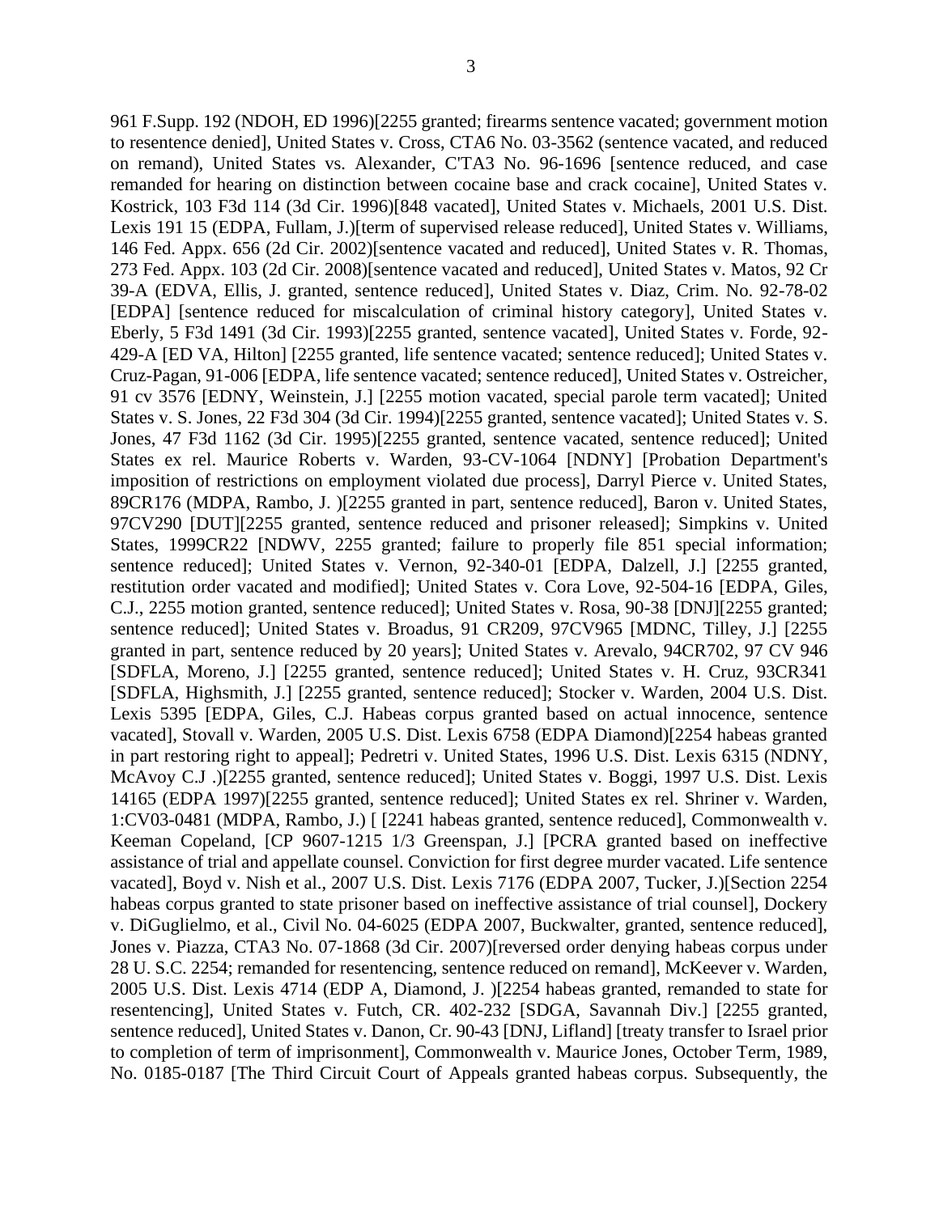961 F.Supp. 192 (NDOH, ED 1996)[2255 granted; firearms sentence vacated; government motion to resentence denied], United States v. Cross, CTA6 No. 03-3562 (sentence vacated, and reduced on remand), United States vs. Alexander, C'TA3 No. 96-1696 [sentence reduced, and case remanded for hearing on distinction between cocaine base and crack cocaine], United States v. Kostrick, 103 F3d 114 (3d Cir. 1996)[848 vacated], United States v. Michaels, 2001 U.S. Dist. Lexis 191 15 (EDPA, Fullam, J.)[term of supervised release reduced], United States v. Williams, 146 Fed. Appx. 656 (2d Cir. 2002)[sentence vacated and reduced], United States v. R. Thomas, 273 Fed. Appx. 103 (2d Cir. 2008)[sentence vacated and reduced], United States v. Matos, 92 Cr 39-A (EDVA, Ellis, J. granted, sentence reduced], United States v. Diaz, Crim. No. 92-78-02 [EDPA] [sentence reduced for miscalculation of criminal history category], United States v. Eberly, 5 F3d 1491 (3d Cir. 1993)[2255 granted, sentence vacated], United States v. Forde, 92-429-A [ED VA, Hilton] [2255 granted, life sentence vacated; sentence reduced]; United States v. Cruz-Pagan, 91-006 [EDPA, life sentence vacated; sentence reduced], United States v. Ostreicher, 91 cv 3576 [EDNY, Weinstein, J.] [2255 motion vacated, special parole term vacated]; United States v. S. Jones, 22 F3d 304 (3d Cir. 1994)[2255 granted, sentence vacated]; United States v. S. Jones, 47 F3d 1162 (3d Cir. 1995)[2255 granted, sentence vacated, sentence reduced]; United States ex rel. Maurice Roberts v. Warden, 93-CV-1064 [NDNY] [Probation Department's imposition of restrictions on employment violated due process], Darryl Pierce v. United States, 89CR176 (MDPA, Rambo, J. )[2255 granted in part, sentence reduced], Baron v. United States, 97CV290 [DUT][2255 granted, sentence reduced and prisoner released]; Simpkins v. United States, 1999CR22 [NDWV, 2255 granted; failure to properly file 851 special information; sentence reduced]; United States v. Vernon, 92-340-01 [EDPA, Dalzell, J.] [2255 granted, restitution order vacated and modified]; United States v. Cora Love, 92-504-16 [EDPA, Giles, C.J., 2255 motion granted, sentence reduced]; United States v. Rosa, 90-38 [DNJ][2255 granted; sentence reduced]; United States v. Broadus, 91 CR209, 97CV965 [MDNC, Tilley, J.] [2255 granted in part, sentence reduced by 20 years]; United States v. Arevalo, 94CR702, 97 CV 946 [SDFLA, Moreno, J.] [2255 granted, sentence reduced]; United States v. H. Cruz, 93CR341 [SDFLA, Highsmith, J.] [2255 granted, sentence reduced]; Stocker v. Warden, 2004 U.S. Dist. Lexis 5395 [EDPA, Giles, C.J. Habeas corpus granted based on actual innocence, sentence vacated], Stovall v. Warden, 2005 U.S. Dist. Lexis 6758 (EDPA Diamond)[2254 habeas granted in part restoring right to appeal]; Pedretri v. United States, 1996 U.S. Dist. Lexis 6315 (NDNY, McAvoy C.J .)[2255 granted, sentence reduced]; United States v. Boggi, 1997 U.S. Dist. Lexis 14165 (EDPA 1997)[2255 granted, sentence reduced]; United States ex rel. Shriner v. Warden, 1:CV03-0481 (MDPA, Rambo, J.) [ [2241 habeas granted, sentence reduced], Commonwealth v. Keeman Copeland, [CP 9607-1215 1/3 Greenspan, J.] [PCRA granted based on ineffective assistance of trial and appellate counsel. Conviction for first degree murder vacated. Life sentence vacated], Boyd v. Nish et al., 2007 U.S. Dist. Lexis 7176 (EDPA 2007, Tucker, J.)[Section 2254 habeas corpus granted to state prisoner based on ineffective assistance of trial counsel], Dockery v. DiGuglielmo, et al., Civil No. 04-6025 (EDPA 2007, Buckwalter, granted, sentence reduced], Jones v. Piazza, CTA3 No. 07-1868 (3d Cir. 2007)[reversed order denying habeas corpus under 28 U. S.C. 2254; remanded for resentencing, sentence reduced on remand], McKeever v. Warden, 2005 U.S. Dist. Lexis 4714 (EDP A, Diamond, J. )[2254 habeas granted, remanded to state for resentencing], United States v. Futch, CR. 402-232 [SDGA, Savannah Div.] [2255 granted, sentence reduced], United States v. Danon, Cr. 90-43 [DNJ, Lifland] [treaty transfer to Israel prior to completion of term of imprisonment], Commonwealth v. Maurice Jones, October Term, 1989, No. 0185-0187 [The Third Circuit Court of Appeals granted habeas corpus. Subsequently, the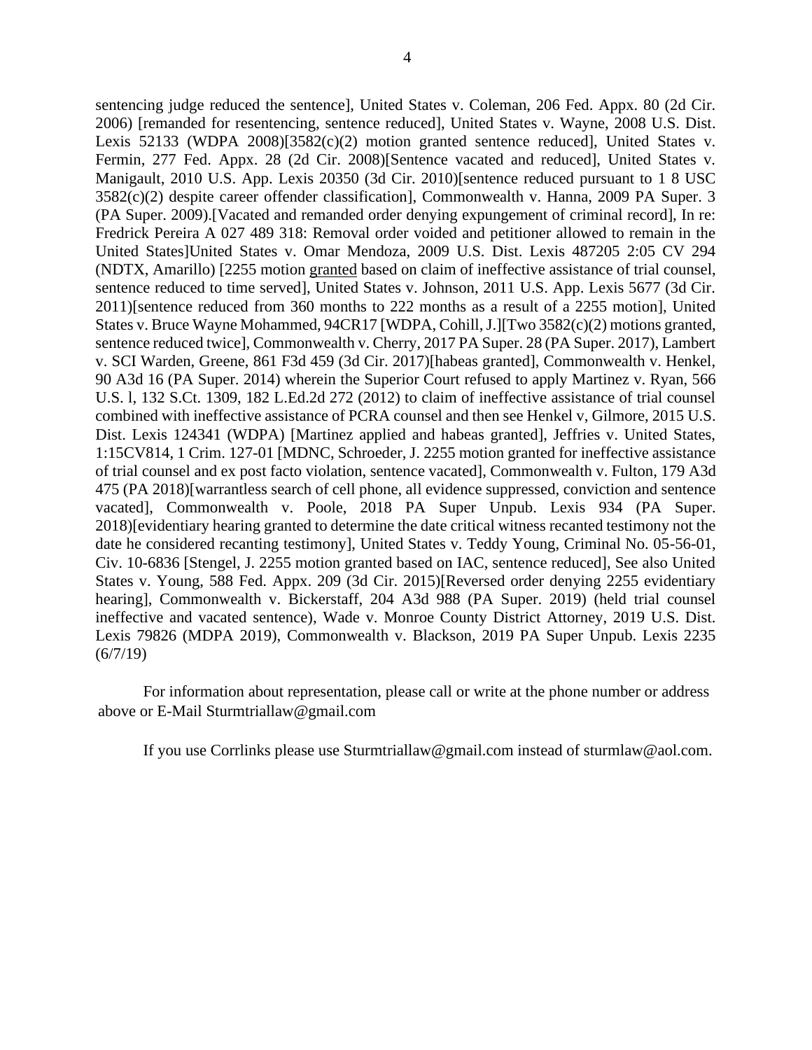sentencing judge reduced the sentence], United States v. Coleman, 206 Fed. Appx. 80 (2d Cir. 2006) [remanded for resentencing, sentence reduced], United States v. Wayne, 2008 U.S. Dist. Lexis 52133 (WDPA 2008)[3582(c)(2) motion granted sentence reduced], United States v. Fermin, 277 Fed. Appx. 28 (2d Cir. 2008)[Sentence vacated and reduced], United States v. Manigault, 2010 U.S. App. Lexis 20350 (3d Cir. 2010)[sentence reduced pursuant to 1 8 USC 3582(c)(2) despite career offender classification], Commonwealth v. Hanna, 2009 PA Super. 3 (PA Super. 2009).[Vacated and remanded order denying expungement of criminal record], In re: Fredrick Pereira A 027 489 318: Removal order voided and petitioner allowed to remain in the United States]United States v. Omar Mendoza, 2009 U.S. Dist. Lexis 487205 2:05 CV 294 (NDTX, Amarillo) [2255 motion <u>granted</u> based on claim of ineffective assistance of trial counsel, sentence reduced to time served], United States v. Johnson, 2011 U.S. App. Lexis 5677 (3d Cir. 2011)[sentence reduced from 360 months to 222 months as a result of a 2255 motion], United States v. Bruce Wayne Mohammed, 94CR17 [WDPA, Cohill, J.][Two 3582(c)(2) motions granted, sentence reduced twice], Commonwealth v. Cherry, 2017 PA Super. 28 (PA Super. 2017), Lambert v. SCI Warden, Greene, 861 F3d 459 (3d Cir. 2017)[habeas granted], Commonwealth v. Henkel, 90 A3d 16 (PA Super. 2014) wherein the Superior Court refused to apply Martinez v. Ryan, 566 U.S. l, 132 S.Ct. 1309, 182 L.Ed.2d 272 (2012) to claim of ineffective assistance of trial counsel combined with ineffective assistance of PCRA counsel and then see Henkel v, Gilmore, 2015 U.S. Dist. Lexis 124341 (WDPA) [Martinez applied and habeas granted], Jeffries v. United States, 1:15CV814, 1 Crim. 127-01 [MDNC, Schroeder, J. 2255 motion granted for ineffective assistance of trial counsel and ex post facto violation, sentence vacated], Commonwealth v. Fulton, 179 A3d 475 (PA 2018)[warrantless search of cell phone, all evidence suppressed, conviction and sentence vacated], Commonwealth v. Poole, 2018 PA Super Unpub. Lexis 934 (PA Super. 2018)[evidentiary hearing granted to determine the date critical witness recanted testimony not the date he considered recanting testimony], United States v. Teddy Young, Criminal No. 05-56-01, Civ. 10-6836 [Stengel, J. 2255 motion granted based on IAC, sentence reduced], See also United States v. Young, 588 Fed. Appx. 209 (3d Cir. 2015)[Reversed order denying 2255 evidentiary hearing], Commonwealth v. Bickerstaff, 204 A3d 988 (PA Super. 2019) (held trial counsel ineffective and vacated sentence), Wade v. Monroe County District Attorney, 2019 U.S. Dist. Lexis 79826 (MDPA 2019), Commonwealth v. Blackson, 2019 PA Super Unpub. Lexis 2235 (6/7/19)

For information about representation, please call or write at the phone number or address above or E-Mail Sturmtriallaw@gmail.com

If you use Corrlinks please use Sturmtriallaw@gmail.com instead of sturmlaw@aol.com.